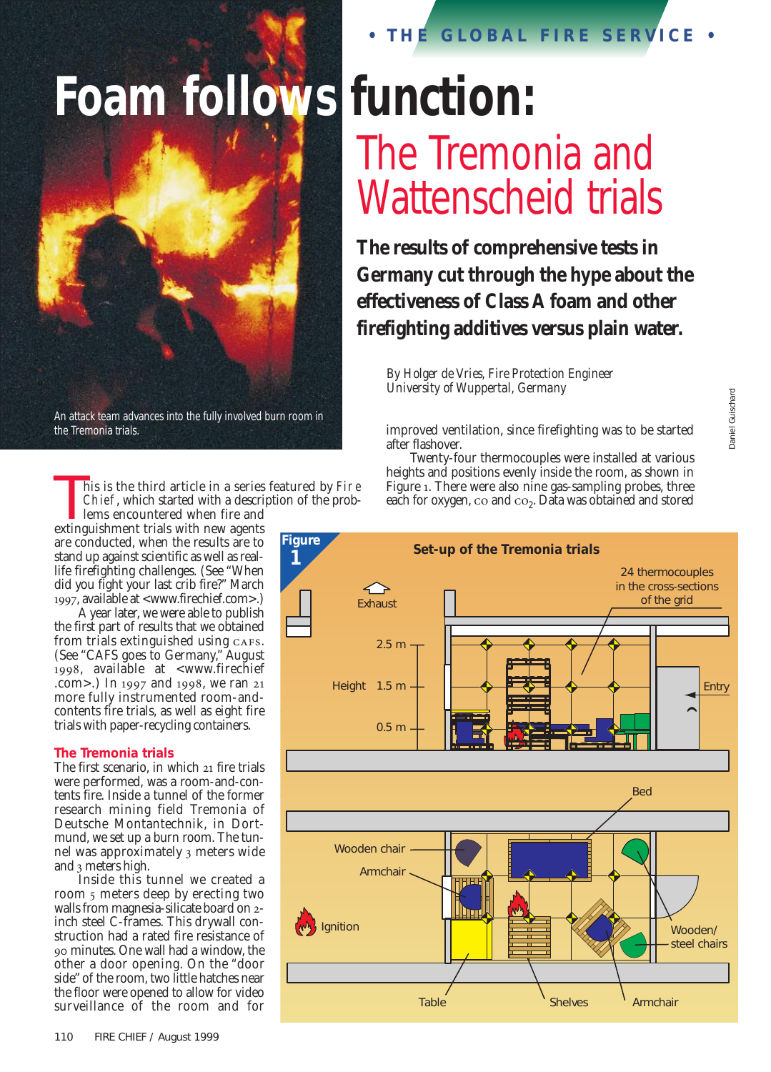# Foam follows function: The Tremonia and Wattenscheid trials

**The results of comprehensive tests in Germany cut through the hype about the effectiveness of Class A foam and other firefighting additives versus plain water.**

*By Holger de Vries, Fire Protection Engineer*
*University of Wuppertal, Germany*

An attack team advances into the fully involved burn room in the Tremonia trials.

This is the third article in a series featured by *Fire Chief*, which started with a description of the problems encountered when fire and extinguishment trials with new agents are conducted, when the results are to stand up against scientific as well as real-life firefighting challenges. (See "When did you fight your last crib fire?" March 1997, available at <www.firechief.com>.)

A year later, we were able to publish the first part of results that we obtained from trials extinguished using CAFS. (See "CAFS goes to Germany," August 1998, available at <www.firechief.com>.) In 1997 and 1998, we ran 21 more fully instrumented room-and-contents fire trials, as well as eight fire trials with paper-recycling containers.

## The Tremonia trials

The first scenario, in which 21 fire trials were performed, was a room-and-contents fire. Inside a tunnel of the former research mining field Tremonia of Deutsche Montantechnik, in Dortmund, we set up a burn room. The tunnel was approximately 3 meters wide and 3 meters high.

Inside this tunnel we created a room 5 meters deep by erecting two walls from magnesia-silicate board on 2-inch steel C-frames. This drywall construction had a rated fire resistance of 90 minutes. One wall had a window, the other a door opening. On the "door side" of the room, two little hatches near the floor were opened to allow for video surveillance of the room and for improved ventilation, since firefighting was to be started after flashover.

Twenty-four thermocouples were installed at various heights and positions evenly inside the room, as shown in Figure 1. There were also nine gas-sampling probes, three each for oxygen, CO and $CO_2$. Data was obtained and stored

**Figure 1: Set-up of the Tremonia trials**

Labels: Exhaust; 24 thermocouples in the cross-sections of the grid; Height 2.5 m, 1.5 m, 0.5 m; Entry; Bed; Wooden chair; Armchair; Ignition; Wooden/steel chairs; Table; Shelves; Armchair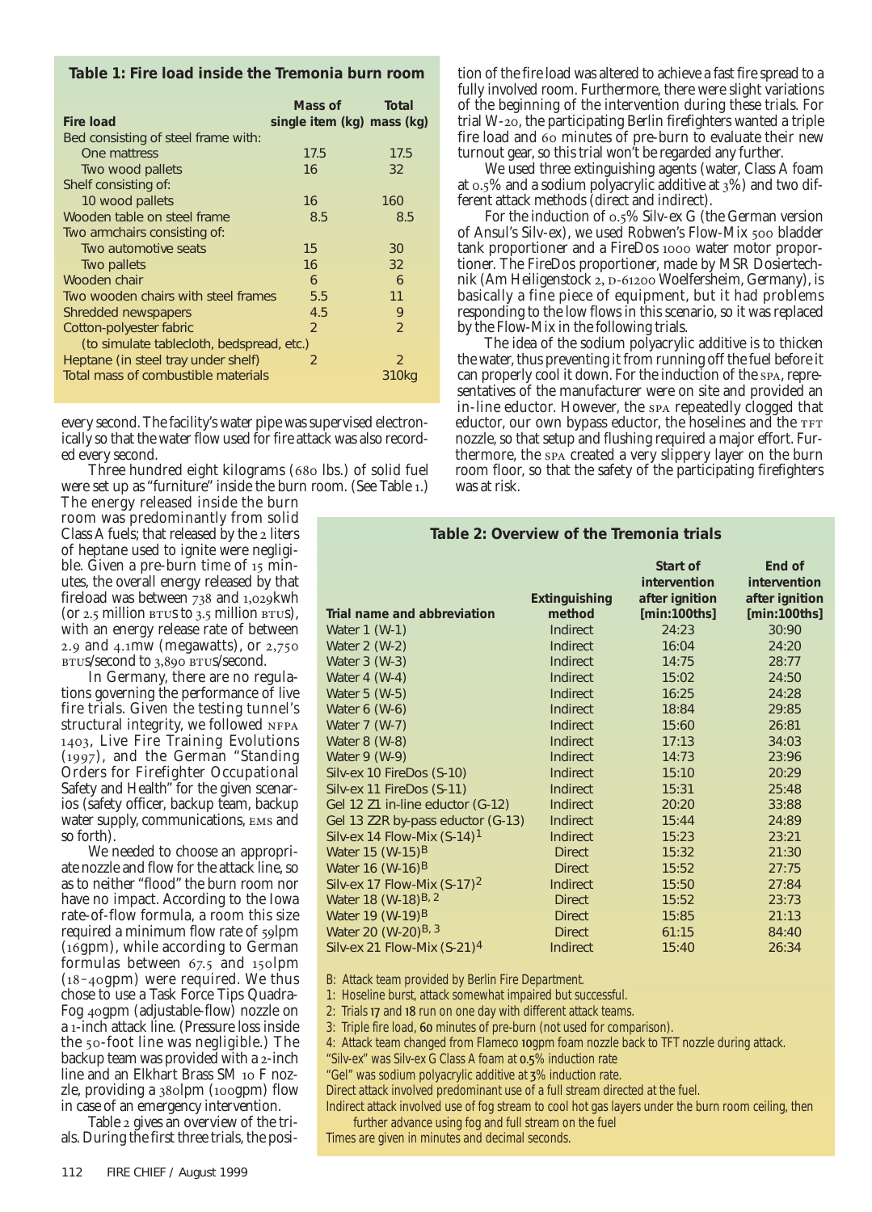**Table 1: Fire load inside the Tremonia burn room**

| Fire load | Mass of single item (kg) | Total mass (kg) |
|---|---|---|
| Bed consisting of steel frame with: | | |
| One mattress | 17.5 | 17.5 |
| Two wood pallets | 16 | 32 |
| Shelf consisting of: | | |
| 10 wood pallets | 16 | 160 |
| Wooden table on steel frame | 8.5 | 8.5 |
| Two armchairs consisting of: | | |
| Two automotive seats | 15 | 30 |
| Two pallets | 16 | 32 |
| Wooden chair | 6 | 6 |
| Two wooden chairs with steel frames | 5.5 | 11 |
| Shredded newspapers | 4.5 | 9 |
| Cotton-polyester fabric (to simulate tablecloth, bedspread, etc.) | 2 | 2 |
| Heptane (in steel tray under shelf) | 2 | 2 |
| Total mass of combustible materials | | 310kg |

every second. The facility's water pipe was supervised electronically so that the water flow used for fire attack was also recorded every second.

Three hundred eight kilograms (680 lbs.) of solid fuel were set up as "furniture" inside the burn room. (See Table 1.) The energy released inside the burn room was predominantly from solid Class A fuels; that released by the 2 liters of heptane used to ignite were negligible. Given a pre-burn time of 15 minutes, the overall energy released by that fireload was between 738 and 1,029kwh (or 2.5 million BTUs to 3.5 million BTUs), with an energy release rate of between 2.9 and 4.1mw (megawatts), or 2,750 BTUs/second to 3,890 BTUs/second.

In Germany, there are no regulations governing the performance of live fire trials. Given the testing tunnel's structural integrity, we followed NFPA 1403, Live Fire Training Evolutions (1997), and the German "Standing Orders for Firefighter Occupational Safety and Health" for the given scenarios (safety officer, backup team, backup water supply, communications, EMS and so forth).

We needed to choose an appropriate nozzle and flow for the attack line, so as to neither "flood" the burn room nor have no impact. According to the Iowa rate-of-flow formula, a room this size required a minimum flow rate of 59lpm (16gpm), while according to German formulas between 67.5 and 150lpm (18–40gpm) were required. We thus chose to use a Task Force Tips Quadra-Fog 40gpm (adjustable-flow) nozzle on a 1-inch attack line. (Pressure loss inside the 50-foot line was negligible.) The backup team was provided with a 2-inch line and an Elkhart Brass SM 10 F nozzle, providing a 380lpm (100gpm) flow in case of an emergency intervention.

Table 2 gives an overview of the trials. During the first three trials, the position of the fire load was altered to achieve a fast fire spread to a fully involved room. Furthermore, there were slight variations of the beginning of the intervention during these trials. For trial W-20, the participating Berlin firefighters wanted a triple fire load and 60 minutes of pre-burn to evaluate their new turnout gear, so this trial won't be regarded any further.

We used three extinguishing agents (water, Class A foam at 0.5% and a sodium polyacrylic additive at 3%) and two different attack methods (direct and indirect).

For the induction of 0.5% Silv-ex G (the German version of Ansul's Silv-ex), we used Robwen's Flow-Mix 500 bladder tank proportioner and a FireDos 1000 water motor proportioner. The FireDos proportioner, made by MSR Dosiertechnik (Am Heiligenstock 2, D-61200 Woelfersheim, Germany), is basically a fine piece of equipment, but it had problems responding to the low flows in this scenario, so it was replaced by the Flow-Mix in the following trials.

The idea of the sodium polyacrylic additive is to thicken the water, thus preventing it from running off the fuel before it can properly cool it down. For the induction of the SPA, representatives of the manufacturer were on site and provided an in-line eductor. However, the SPA repeatedly clogged that eductor, our own bypass eductor, the hoselines and the TFT nozzle, so that setup and flushing required a major effort. Furthermore, the SPA created a very slippery layer on the burn room floor, so that the safety of the participating firefighters was at risk.

**Table 2: Overview of the Tremonia trials**

| Trial name and abbreviation | Extinguishing method | Start of intervention after ignition [min:100ths] | End of intervention after ignition [min:100ths] |
|---|---|---|---|
| Water 1 (W-1) | Indirect | 24:23 | 30:90 |
| Water 2 (W-2) | Indirect | 16:04 | 24:20 |
| Water 3 (W-3) | Indirect | 14:75 | 28:77 |
| Water 4 (W-4) | Indirect | 15:02 | 24:50 |
| Water 5 (W-5) | Indirect | 16:25 | 24:28 |
| Water 6 (W-6) | Indirect | 18:84 | 29:85 |
| Water 7 (W-7) | Indirect | 15:60 | 26:81 |
| Water 8 (W-8) | Indirect | 17:13 | 34:03 |
| Water 9 (W-9) | Indirect | 14:73 | 23:96 |
| Silv-ex 10 FireDos (S-10) | Indirect | 15:10 | 20:29 |
| Silv-ex 11 FireDos (S-11) | Indirect | 15:31 | 25:48 |
| Gel 12 Z1 in-line eductor (G-12) | Indirect | 20:20 | 33:88 |
| Gel 13 Z2R by-pass eductor (G-13) | Indirect | 15:44 | 24:89 |
| Silv-ex 14 Flow-Mix (S-14)[1] | Indirect | 15:23 | 23:21 |
| Water 15 (W-15)[B] | Direct | 15:32 | 21:30 |
| Water 16 (W-16)[B] | Direct | 15:52 | 27:75 |
| Silv-ex 17 Flow-Mix (S-17)[2] | Indirect | 15:50 | 27:84 |
| Water 18 (W-18)[B, 2] | Direct | 15:52 | 23:73 |
| Water 19 (W-19)[B] | Direct | 15:85 | 21:13 |
| Water 20 (W-20)[B, 3] | Direct | 61:15 | 84:40 |
| Silv-ex 21 Flow-Mix (S-21)[4] | Indirect | 15:40 | 26:34 |

B: Attack team provided by Berlin Fire Department.
1: Hoseline burst, attack somewhat impaired but successful.
2: Trials 17 and 18 run on one day with different attack teams.
3: Triple fire load, 60 minutes of pre-burn (not used for comparison).
4: Attack team changed from Flameco 10gpm foam nozzle back to TFT nozzle during attack.
"Silv-ex" was Silv-ex G Class A foam at 0.5% induction rate
"Gel" was sodium polyacrylic additive at 3% induction rate.
Direct attack involved predominant use of a full stream directed at the fuel.
Indirect attack involved use of fog stream to cool hot gas layers under the burn room ceiling, then further advance using fog and full stream on the fuel
Times are given in minutes and decimal seconds.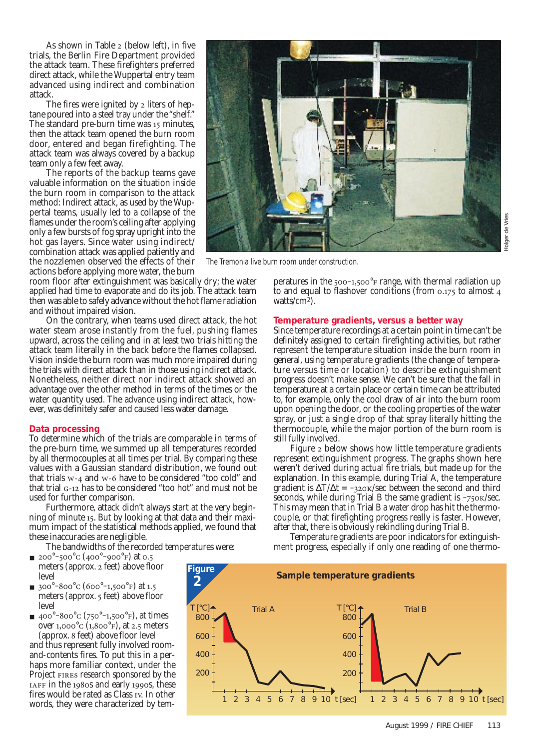As shown in Table 2 (below left), in five trials, the Berlin Fire Department provided the attack team. These firefighters preferred direct attack, while the Wuppertal entry team advanced using indirect and combination attack.

The fires were ignited by 2 liters of heptane poured into a steel tray under the "shelf." The standard pre-burn time was 15 minutes, then the attack team opened the burn room door, entered and began firefighting. The attack team was always covered by a backup team only a few feet away.

The reports of the backup teams gave valuable information on the situation inside the burn room in comparison to the attack method: Indirect attack, as used by the Wuppertal teams, usually led to a collapse of the flames under the room's ceiling after applying only a few bursts of fog spray upright into the hot gas layers. Since water using indirect/combination attack was applied patiently and the nozzlemen observed the effects of their actions before applying more water, the burn room floor after extinguishment was basically dry; the water applied had time to evaporate and do its job. The attack team then was able to safely advance without the hot flame radiation and without impaired vision.

On the contrary, when teams used direct attack, the hot water steam arose instantly from the fuel, pushing flames upward, across the ceiling and in at least two trials hitting the attack team literally in the back before the flames collapsed. Vision inside the burn room was much more impaired during the trials with direct attack than in those using indirect attack. Nonetheless, neither direct nor indirect attack showed an advantage over the other method in terms of the times or the water quantity used. The advance using indirect attack, however, was definitely safer and caused less water damage.

The Tremonia live burn room under construction.

## Data processing

To determine which of the trials are comparable in terms of the pre-burn time, we summed up all temperatures recorded by all thermocouples at all times per trial. By comparing these values with a Gaussian standard distribution, we found out that trials W-4 and W-6 have to be considered "too cold" and that trial G-12 has to be considered "too hot" and must not be used for further comparison.

Furthermore, attack didn't always start at the very beginning of minute 15. But by looking at that data and their maximum impact of the statistical methods applied, we found that these inaccuracies are negligible.

The bandwidths of the recorded temperatures were:

- 200°–500°C (400°–900°F) at 0.5 meters (approx. 2 feet) above floor level
- 300°–800°C (600°–1,500°F) at 1.5 meters (approx. 5 feet) above floor level
- 400°–800°C (750°–1,500°F), at times over 1,000°C (1,800°F), at 2.5 meters (approx. 8 feet) above floor level

and thus represent fully involved room-and-contents fires. To put this in a perhaps more familiar context, under the Project FIRES research sponsored by the IAFF in the 1980s and early 1990s, these fires would be rated as Class IV. In other words, they were characterized by temperatures in the 500–1,500°F range, with thermal radiation up to and equal to flashover conditions (from 0.175 to almost 4 watts/cm²).

## Temperature gradients, versus a better way

Since temperature recordings at a certain point in time can't be definitely assigned to certain firefighting activities, but rather represent the temperature situation inside the burn room in general, using temperature gradients (the change of temperature versus time or location) to describe extinguishment progress doesn't make sense. We can't be sure that the fall in temperature at a certain place or certain time can be attributed to, for example, only the cool draw of air into the burn room upon opening the door, or the cooling properties of the water spray, or just a single drop of that spray literally hitting the thermocouple, while the major portion of the burn room is still fully involved.

Figure 2 below shows how little temperature gradients represent extinguishment progress. The graphs shown here weren't derived during actual fire trials, but made up for the explanation. In this example, during Trial A, the temperature gradient is $\Delta T/\Delta t = -320K/sec$ between the second and third seconds, while during Trial B the same gradient is $-750K/sec$. This may mean that in Trial B a water drop has hit the thermocouple, or that firefighting progress really is faster. However, after that, there is obviously rekindling during Trial B.

Temperature gradients are poor indicators for extinguishment progress, especially if only one reading of one thermo-

**Figure 2** Sample temperature gradients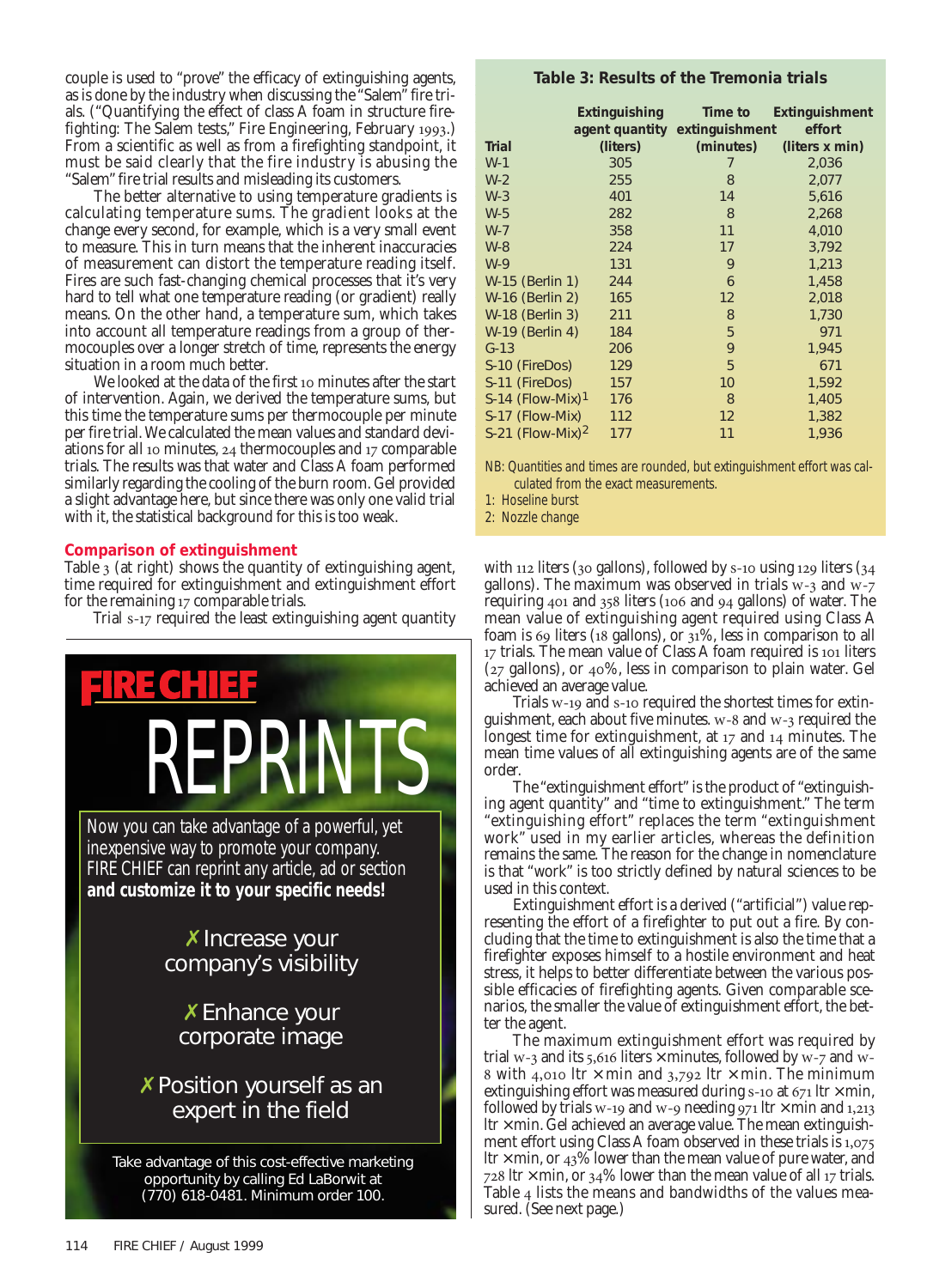couple is used to "prove" the efficacy of extinguishing agents, as is done by the industry when discussing the "Salem" fire trials. ("Quantifying the effect of class A foam in structure firefighting: The Salem tests," Fire Engineering, February 1993.) From a scientific as well as from a firefighting standpoint, it must be said clearly that the fire industry is abusing the "Salem" fire trial results and misleading its customers.

The better alternative to using temperature gradients is calculating temperature sums. The gradient looks at the change every second, for example, which is a very small event to measure. This in turn means that the inherent inaccuracies of measurement can distort the temperature reading itself. Fires are such fast-changing chemical processes that it's very hard to tell what one temperature reading (or gradient) really means. On the other hand, a temperature sum, which takes into account all temperature readings from a group of thermocouples over a longer stretch of time, represents the energy situation in a room much better.

We looked at the data of the first 10 minutes after the start of intervention. Again, we derived the temperature sums, but this time the temperature sums per thermocouple per minute per fire trial. We calculated the mean values and standard deviations for all 10 minutes, 24 thermocouples and 17 comparable trials. The results was that water and Class A foam performed similarly regarding the cooling of the burn room. Gel provided a slight advantage here, but since there was only one valid trial with it, the statistical background for this is too weak.

## Comparison of extinguishment

Table 3 (at right) shows the quantity of extinguishing agent, time required for extinguishment and extinguishment effort for the remaining 17 comparable trials.

Trial S-17 required the least extinguishing agent quantity with 112 liters (30 gallons), followed by S-10 using 129 liters (34 gallons). The maximum was observed in trials W-3 and W-7 requiring 401 and 358 liters (106 and 94 gallons) of water. The mean value of extinguishing agent required using Class A foam is 69 liters (18 gallons), or 31%, less in comparison to all 17 trials. The mean value of Class A foam required is 101 liters (27 gallons), or 40%, less in comparison to plain water. Gel achieved an average value.

Trials W-19 and S-10 required the shortest times for extinguishment, each about five minutes. W-8 and W-3 required the longest time for extinguishment, at 17 and 14 minutes. The mean time values of all extinguishing agents are of the same order.

The "extinguishment effort" is the product of "extinguishing agent quantity" and "time to extinguishment." The term "extinguishing effort" replaces the term "extinguishment work" used in my earlier articles, whereas the definition remains the same. The reason for the change in nomenclature is that "work" is too strictly defined by natural sciences to be used in this context.

Extinguishment effort is a derived ("artificial") value representing the effort of a firefighter to put out a fire. By concluding that the time to extinguishment is also the time that a firefighter exposes himself to a hostile environment and heat stress, it helps to better differentiate between the various possible efficacies of firefighting agents. Given comparable scenarios, the smaller the value of extinguishment effort, the better the agent.

The maximum extinguishment effort was required by trial W-3 and its 5,616 liters × minutes, followed by W-7 and W-8 with 4,010 ltr × min and 3,792 ltr × min. The minimum extinguishing effort was measured during S-10 at 671 ltr × min, followed by trials W-19 and W-9 needing 971 ltr × min and 1,213 ltr × min. Gel achieved an average value. The mean extinguishment effort using Class A foam observed in these trials is 1,075 ltr × min, or 43% lower than the mean value of pure water, and 728 ltr × min, or 34% lower than the mean value of all 17 trials. Table 4 lists the means and bandwidths of the values measured. (See next page.)

**Table 3: Results of the Tremonia trials**

| Trial | Extinguishing agent quantity (liters) | Time to extinguishment (minutes) | Extinguishment effort (liters x min) |
|---|---|---|---|
| W-1 | 305 | 7 | 2,036 |
| W-2 | 255 | 8 | 2,077 |
| W-3 | 401 | 14 | 5,616 |
| W-5 | 282 | 8 | 2,268 |
| W-7 | 358 | 11 | 4,010 |
| W-8 | 224 | 17 | 3,792 |
| W-9 | 131 | 9 | 1,213 |
| W-15 (Berlin 1) | 244 | 6 | 1,458 |
| W-16 (Berlin 2) | 165 | 12 | 2,018 |
| W-18 (Berlin 3) | 211 | 8 | 1,730 |
| W-19 (Berlin 4) | 184 | 5 | 971 |
| G-13 | 206 | 9 | 1,945 |
| S-10 (FireDos) | 129 | 5 | 671 |
| S-11 (FireDos) | 157 | 10 | 1,592 |
| S-14 (Flow-Mix)[1] | 176 | 8 | 1,405 |
| S-17 (Flow-Mix) | 112 | 12 | 1,382 |
| S-21 (Flow-Mix)[2] | 177 | 11 | 1,936 |

NB: Quantities and times are rounded, but extinguishment effort was calculated from the exact measurements.

1: Hoseline burst

2: Nozzle change

FIRE CHIEF REPRINTS

Now you can take advantage of a powerful, yet inexpensive way to promote your company. FIRE CHIEF can reprint any article, ad or section **and customize it to your specific needs!**

✗ Increase your company's visibility

✗ Enhance your corporate image

✗ Position yourself as an expert in the field

Take advantage of this cost-effective marketing opportunity by calling Ed LaBorwit at (770) 618-0481. Minimum order 100.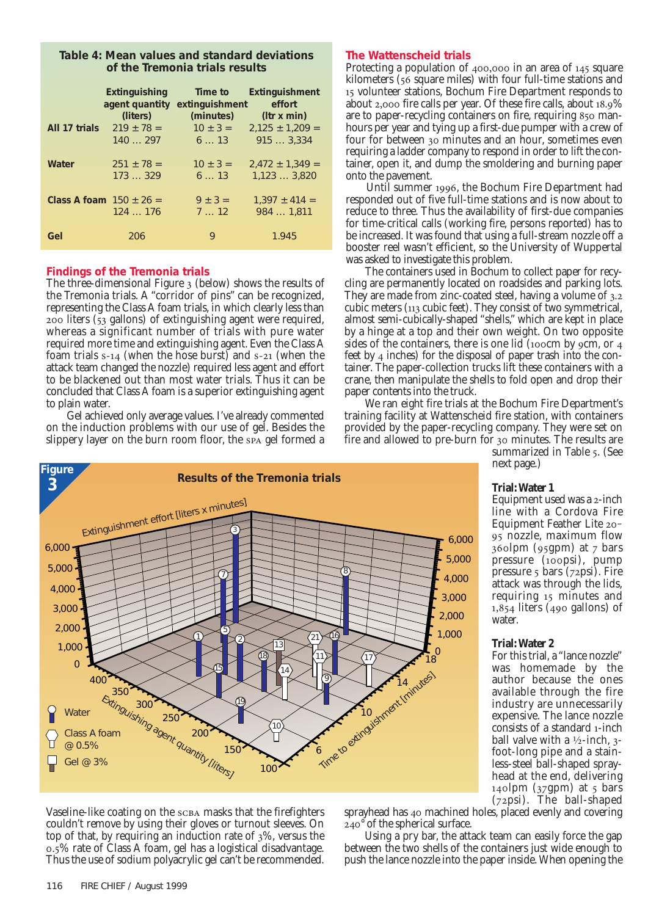**Table 4: Mean values and standard deviations of the Tremonia trials results**

| | Extinguishing agent quantity (liters) | Time to extinguishment (minutes) | Extinguishment effort (ltr x min) |
|---|---|---|---|
| **All 17 trials** | 219 ± 78 = 140 … 297 | 10 ± 3 = 6 … 13 | 2,125 ± 1,209 = 915 … 3,334 |
| **Water** | 251 ± 78 = 173 … 329 | 10 ± 3 = 6 … 13 | 2,472 ± 1,349 = 1,123 … 3,820 |
| **Class A foam** | 150 ± 26 = 124 … 176 | 9 ± 3 = 7 … 12 | 1,397 ± 414 = 984 … 1,811 |
| **Gel** | 206 | 9 | 1.945 |

## Findings of the Tremonia trials

The three-dimensional Figure 3 (below) shows the results of the Tremonia trials. A "corridor of pins" can be recognized, representing the Class A foam trials, in which clearly less than 200 liters (53 gallons) of extinguishing agent were required, whereas a significant number of trials with pure water required more time and extinguishing agent. Even the Class A foam trials s-14 (when the hose burst) and s-21 (when the attack team changed the nozzle) required less agent and effort to be blackened out than most water trials. Thus it can be concluded that Class A foam is a superior extinguishing agent to plain water.

Gel achieved only average values. I've already commented on the induction problems with our use of gel. Besides the slippery layer on the burn room floor, the SPA gel formed a Vaseline-like coating on the SCBA masks that the firefighters couldn't remove by using their gloves or turnout sleeves. On top of that, by requiring an induction rate of 3%, versus the 0.5% rate of Class A foam, gel has a logistical disadvantage. Thus the use of sodium polyacrylic gel can't be recommended.

**Figure 3** Results of the Tremonia trials

## The Wattenscheid trials

Protecting a population of 400,000 in an area of 145 square kilometers (56 square miles) with four full-time stations and 15 volunteer stations, Bochum Fire Department responds to about 2,000 fire calls per year. Of these fire calls, about 18.9% are to paper-recycling containers on fire, requiring 850 man-hours per year and tying up a first-due pumper with a crew of four for between 30 minutes and an hour, sometimes even requiring a ladder company to respond in order to lift the container, open it, and dump the smoldering and burning paper onto the pavement.

Until summer 1996, the Bochum Fire Department had responded out of five full-time stations and is now about to reduce to three. Thus the availability of first-due companies for time-critical calls (working fire, persons reported) has to be increased. It was found that using a full-stream nozzle off a booster reel wasn't efficient, so the University of Wuppertal was asked to investigate this problem.

The containers used in Bochum to collect paper for recycling are permanently located on roadsides and parking lots. They are made from zinc-coated steel, having a volume of 3.2 cubic meters (113 cubic feet). They consist of two symmetrical, almost semi-cubically-shaped "shells," which are kept in place by a hinge at a top and their own weight. On two opposite sides of the containers, there is one lid (100cm by 9cm, or 4 feet by 4 inches) for the disposal of paper trash into the container. The paper-collection trucks lift these containers with a crane, then manipulate the shells to fold open and drop their paper contents into the truck.

We ran eight fire trials at the Bochum Fire Department's training facility at Wattenscheid fire station, with containers provided by the paper-recycling company. They were set on fire and allowed to pre-burn for 30 minutes. The results are summarized in Table 5. (See next page.)

### Trial: Water 1

Equipment used was a 2-inch line with a Cordova Fire Equipment Feather Lite 20–95 nozzle, maximum flow 360lpm (95gpm) at 7 bars pressure (100psi), pump pressure 5 bars (72psi). Fire attack was through the lids, requiring 15 minutes and 1,854 liters (490 gallons) of water.

### Trial: Water 2

For this trial, a "lance nozzle" was homemade by the author because the ones available through the fire industry are unnecessarily expensive. The lance nozzle consists of a standard 1-inch ball valve with a ½-inch, 3-foot-long pipe and a stainless-steel ball-shaped spray-head at the end, delivering 140lpm (37gpm) at 5 bars (72psi). The ball-shaped sprayhead has 40 machined holes, placed evenly and covering 240° of the spherical surface.

Using a pry bar, the attack team can easily force the gap between the two shells of the containers just wide enough to push the lance nozzle into the paper inside. When opening the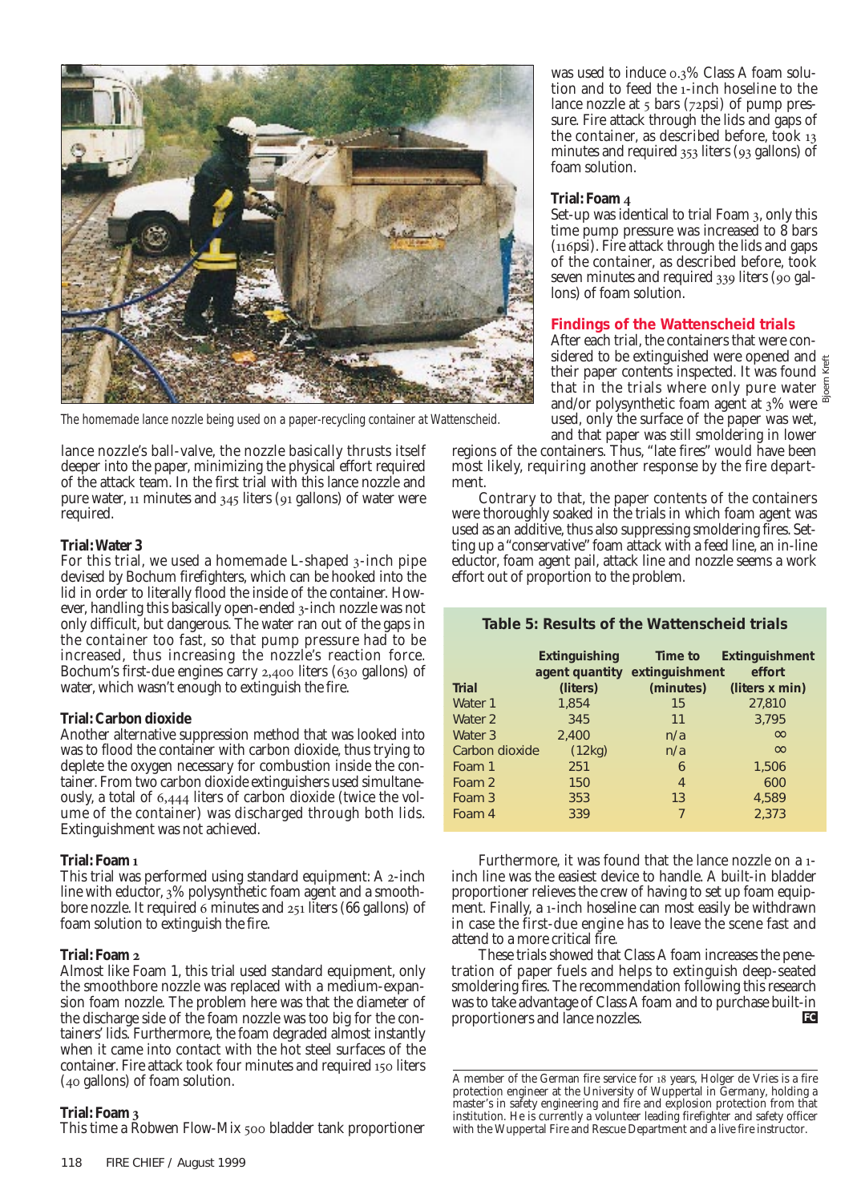The homemade lance nozzle being used on a paper-recycling container at Wattenscheid.

lance nozzle's ball-valve, the nozzle basically thrusts itself deeper into the paper, minimizing the physical effort required of the attack team. In the first trial with this lance nozzle and pure water, 11 minutes and 345 liters (91 gallons) of water were required.

**Trial: Water 3**

For this trial, we used a homemade L-shaped 3-inch pipe devised by Bochum firefighters, which can be hooked into the lid in order to literally flood the inside of the container. However, handling this basically open-ended 3-inch nozzle was not only difficult, but dangerous. The water ran out of the gaps in the container too fast, so that pump pressure had to be increased, thus increasing the nozzle's reaction force. Bochum's first-due engines carry 2,400 liters (630 gallons) of water, which wasn't enough to extinguish the fire.

**Trial: Carbon dioxide**

Another alternative suppression method that was looked into was to flood the container with carbon dioxide, thus trying to deplete the oxygen necessary for combustion inside the container. From two carbon dioxide extinguishers used simultaneously, a total of 6,444 liters of carbon dioxide (twice the volume of the container) was discharged through both lids. Extinguishment was not achieved.

**Trial: Foam 1**

This trial was performed using standard equipment: A 2-inch line with eductor, 3% polysynthetic foam agent and a smoothbore nozzle. It required 6 minutes and 251 liters (66 gallons) of foam solution to extinguish the fire.

**Trial: Foam 2**

Almost like Foam 1, this trial used standard equipment, only the smoothbore nozzle was replaced with a medium-expansion foam nozzle. The problem here was that the diameter of the discharge side of the foam nozzle was too big for the containers' lids. Furthermore, the foam degraded almost instantly when it came into contact with the hot steel surfaces of the container. Fire attack took four minutes and required 150 liters (40 gallons) of foam solution.

**Trial: Foam 3**

This time a Robwen Flow-Mix 500 bladder tank proportioner was used to induce 0.3% Class A foam solution and to feed the 1-inch hoseline to the lance nozzle at 5 bars (72psi) of pump pressure. Fire attack through the lids and gaps of the container, as described before, took 13 minutes and required 353 liters (93 gallons) of foam solution.

**Trial: Foam 4**

Set-up was identical to trial Foam 3, only this time pump pressure was increased to 8 bars (116psi). Fire attack through the lids and gaps of the container, as described before, took seven minutes and required 339 liters (90 gallons) of foam solution.

## Findings of the Wattenscheid trials

After each trial, the containers that were considered to be extinguished were opened and their paper contents inspected. It was found that in the trials where only pure water and/or polysynthetic foam agent at 3% were used, only the surface of the paper was wet, and that paper was still smoldering in lower regions of the containers. Thus, "late fires" would have been most likely, requiring another response by the fire department.

Contrary to that, the paper contents of the containers were thoroughly soaked in the trials in which foam agent was used as an additive, thus also suppressing smoldering fires. Setting up a "conservative" foam attack with a feed line, an in-line eductor, foam agent pail, attack line and nozzle seems a work effort out of proportion to the problem.

**Table 5: Results of the Wattenscheid trials**

| Trial | Extinguishing agent quantity (liters) | Time to extinguishment (minutes) | Extinguishment effort (liters x min) |
|---|---|---|---|
| Water 1 | 1,854 | 15 | 27,810 |
| Water 2 | 345 | 11 | 3,795 |
| Water 3 | 2,400 | n/a | ∞ |
| Carbon dioxide | (12kg) | n/a | ∞ |
| Foam 1 | 251 | 6 | 1,506 |
| Foam 2 | 150 | 4 | 600 |
| Foam 3 | 353 | 13 | 4,589 |
| Foam 4 | 339 | 7 | 2,373 |

Furthermore, it was found that the lance nozzle on a 1-inch line was the easiest device to handle. A built-in bladder proportioner relieves the crew of having to set up foam equipment. Finally, a 1-inch hoseline can most easily be withdrawn in case the first-due engine has to leave the scene fast and attend to a more critical fire.

These trials showed that Class A foam increases the penetration of paper fuels and helps to extinguish deep-seated smoldering fires. The recommendation following this research was to take advantage of Class A foam and to purchase built-in proportioners and lance nozzles.

---

A member of the German fire service for 18 years, Holger de Vries is a fire protection engineer at the University of Wuppertal in Germany, holding a master's in safety engineering and fire and explosion protection from that institution. He is currently a volunteer leading firefighter and safety officer with the Wuppertal Fire and Rescue Department and a live fire instructor.